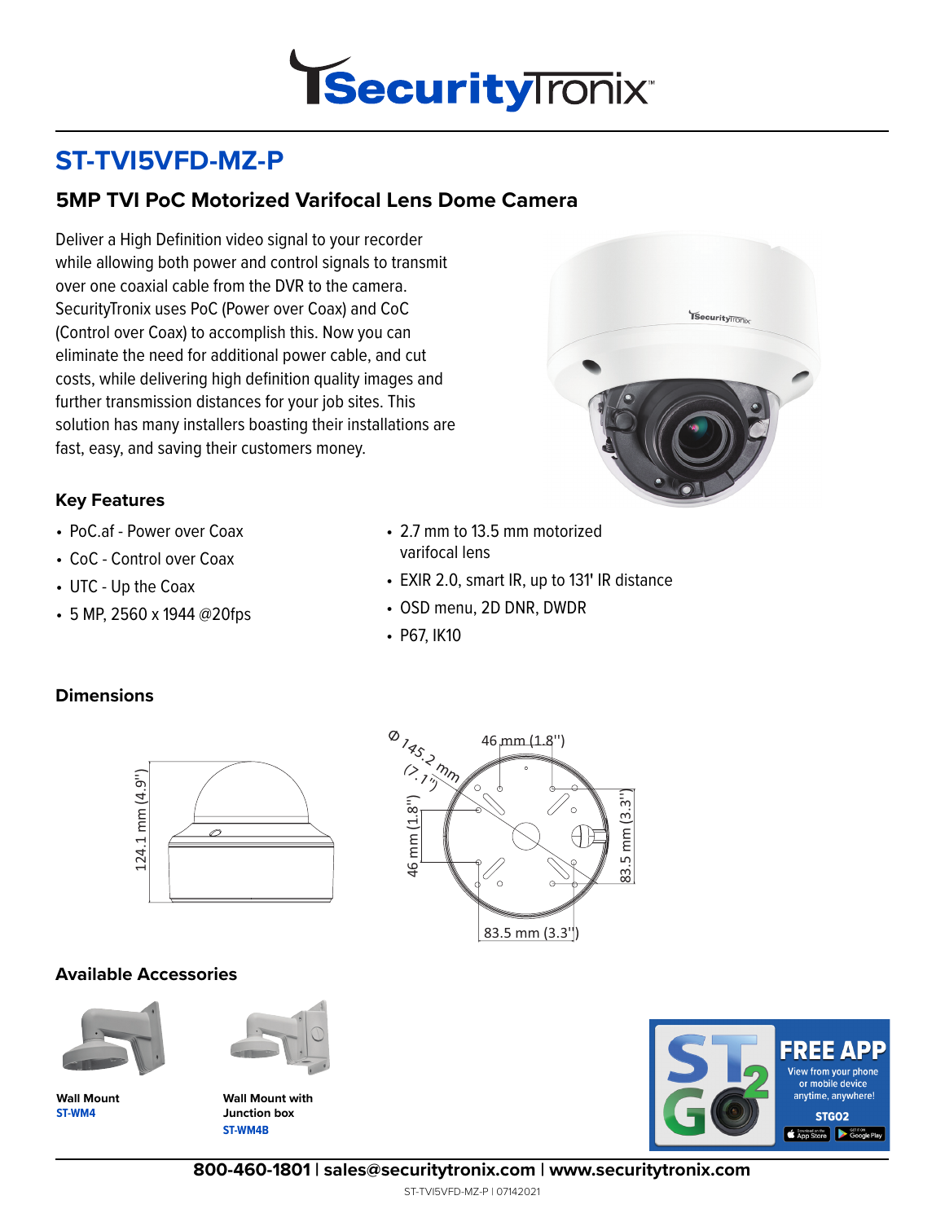# ST-TVI5VFD-MZ-P

## 5MP TVI PoC Motorized Varifocal Lens Dome Camera

Deliver a High Definition video signal to your recorder while allowing both power and control signals to transmit over one coaxial cable from the DVR to the camera. SecurityTronix uses PoC (Power over Coax) and CoC (Control over Coax) to accomplish this. Now you can eliminate the need for additional power cable, and cut costs, while delivering high definition quality images and further transmission distances for your job sites. This solution has many installers boasting their installations are fast, easy, and saving their customers money.

### Key Features

- PoC.af - Power over Coax
- CoC - Control over Coax
- UTC - Up the Coax
- 5 MP, 2560 x 1944 @20fps
- 2.7 mm to 13.5 mm motorized varifocal lens
- EXIR 2.0, smart IR, up to 131' IR distance
- OSD menu, 2D DNR, DWDR
- P67, IK10

### Dimensions

124.1 mm (4.9")

Ø 145.2 mm (7.1")

46 mm (1.8")

46 mm (1.8")

83.5 mm (3.3")

83.5 mm (3.3")

### Available Accessories

**Wall Mount**
ST-WM4

**Wall Mount with Junction box**
ST-WM4B

**FREE APP**
View from your phone or mobile device anytime, anywhere!
STGO2

**800-460-1801 | sales@securitytronix.com | www.securitytronix.com**

ST-TVI5VFD-MZ-P | 07142021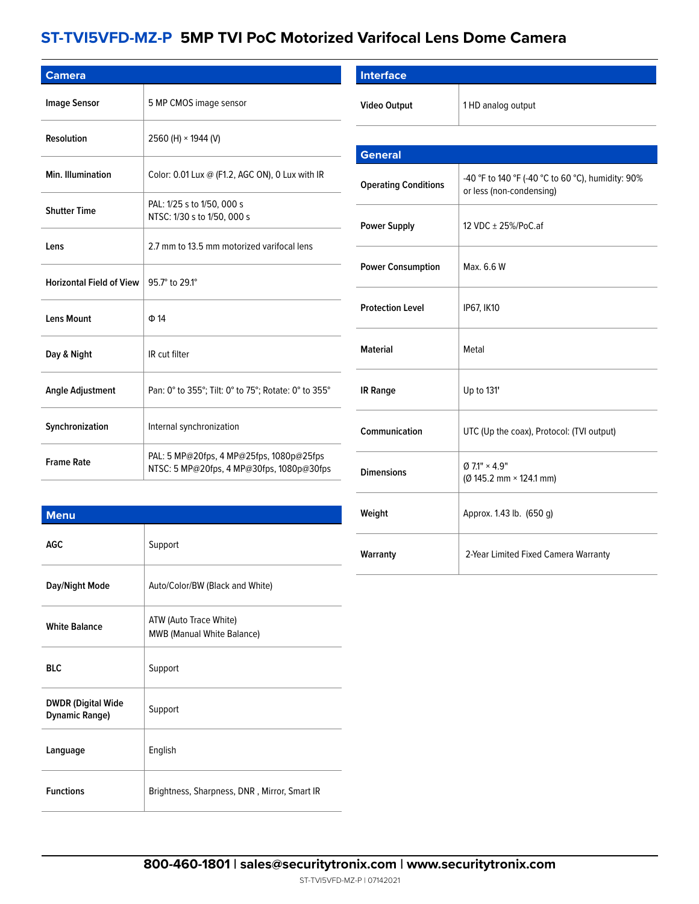# ST-TVI5VFD-MZ-P 5MP TVI PoC Motorized Varifocal Lens Dome Camera

| Camera | |
|---|---|
| Image Sensor | 5 MP CMOS image sensor |
| Resolution | 2560 (H) × 1944 (V) |
| Min. Illumination | Color: 0.01 Lux @ (F1.2, AGC ON), 0 Lux with IR |
| Shutter Time | PAL: 1/25 s to 1/50, 000 s<br>NTSC: 1/30 s to 1/50, 000 s |
| Lens | 2.7 mm to 13.5 mm motorized varifocal lens |
| Horizontal Field of View | 95.7° to 29.1° |
| Lens Mount | Φ 14 |
| Day & Night | IR cut filter |
| Angle Adjustment | Pan: 0° to 355°; Tilt: 0° to 75°; Rotate: 0° to 355° |
| Synchronization | Internal synchronization |
| Frame Rate | PAL: 5 MP@20fps, 4 MP@25fps, 1080p@25fps<br>NTSC: 5 MP@20fps, 4 MP@30fps, 1080p@30fps |

| Menu | |
|---|---|
| AGC | Support |
| Day/Night Mode | Auto/Color/BW (Black and White) |
| White Balance | ATW (Auto Trace White)<br>MWB (Manual White Balance) |
| BLC | Support |
| DWDR (Digital Wide Dynamic Range) | Support |
| Language | English |
| Functions | Brightness, Sharpness, DNR , Mirror, Smart IR |

| Interface | |
|---|---|
| Video Output | 1 HD analog output |

| General | |
|---|---|
| Operating Conditions | -40 °F to 140 °F (-40 °C to 60 °C), humidity: 90% or less (non-condensing) |
| Power Supply | 12 VDC ± 25%/PoC.af |
| Power Consumption | Max. 6.6 W |
| Protection Level | IP67, IK10 |
| Material | Metal |
| IR Range | Up to 131' |
| Communication | UTC (Up the coax), Protocol: (TVI output) |
| Dimensions | Ø 7.1" × 4.9"<br>(Ø 145.2 mm × 124.1 mm) |
| Weight | Approx. 1.43 lb. (650 g) |
| Warranty | 2-Year Limited Fixed Camera Warranty |

**800-460-1801 | sales@securitytronix.com | www.securitytronix.com**

ST-TVI5VFD-MZ-P | 07142021